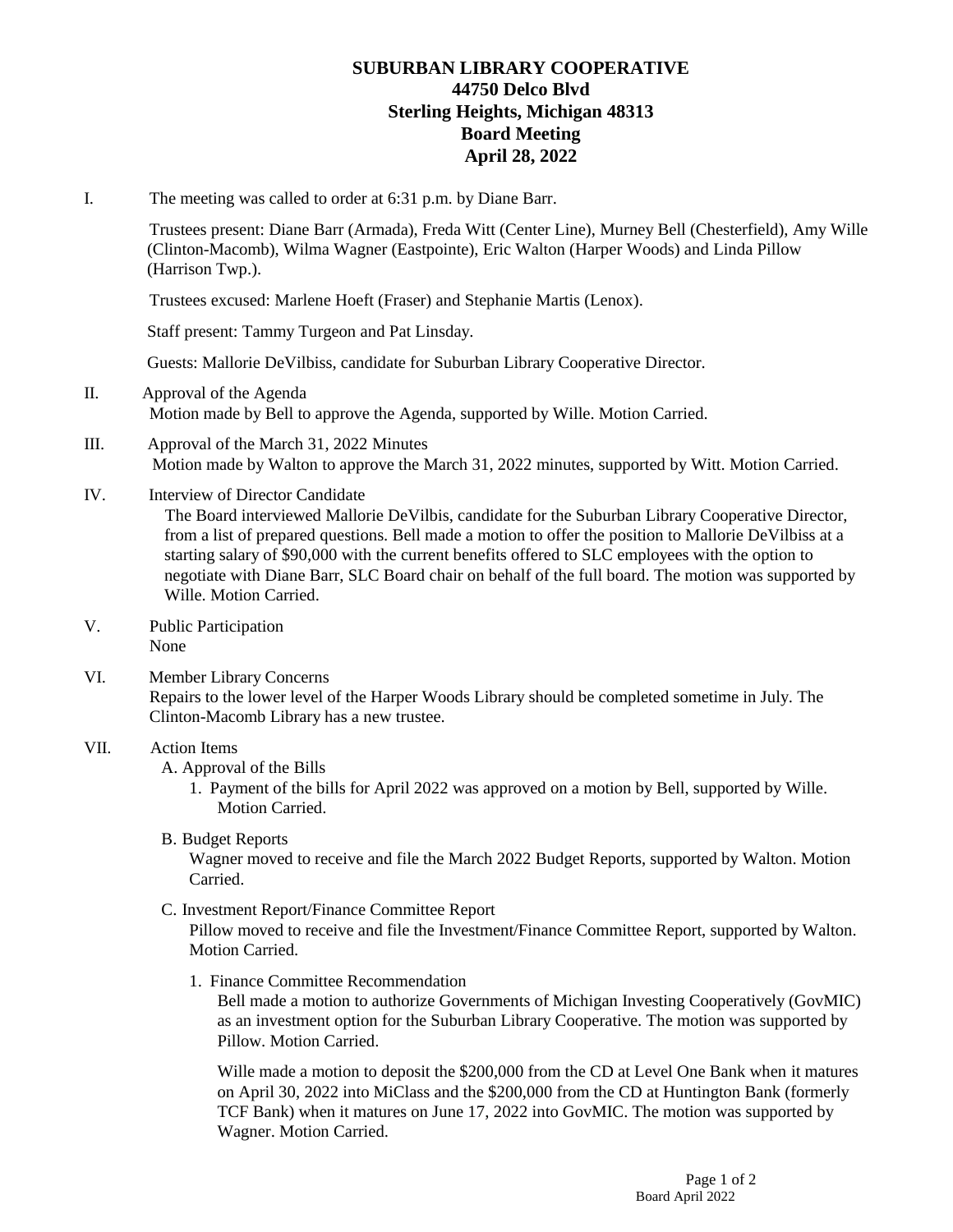# SUBURBAN LIBRARY COOPERATIVE
## 44750 Delco Blvd
## Sterling Heights, Michigan 48313
## Board Meeting
## April 28, 2022

I. The meeting was called to order at 6:31 p.m. by Diane Barr.

Trustees present: Diane Barr (Armada), Freda Witt (Center Line), Murney Bell (Chesterfield), Amy Wille (Clinton-Macomb), Wilma Wagner (Eastpointe), Eric Walton (Harper Woods) and Linda Pillow (Harrison Twp.).

Trustees excused: Marlene Hoeft (Fraser) and Stephanie Martis (Lenox).

Staff present: Tammy Turgeon and Pat Linsday.

Guests: Mallorie DeVilbiss, candidate for Suburban Library Cooperative Director.

II. Approval of the Agenda
Motion made by Bell to approve the Agenda, supported by Wille. Motion Carried.

III. Approval of the March 31, 2022 Minutes
Motion made by Walton to approve the March 31, 2022 minutes, supported by Witt. Motion Carried.

IV. Interview of Director Candidate
The Board interviewed Mallorie DeVilbis, candidate for the Suburban Library Cooperative Director, from a list of prepared questions. Bell made a motion to offer the position to Mallorie DeVilbiss at a starting salary of $90,000 with the current benefits offered to SLC employees with the option to negotiate with Diane Barr, SLC Board chair on behalf of the full board. The motion was supported by Wille. Motion Carried.

V. Public Participation
None

VI. Member Library Concerns
Repairs to the lower level of the Harper Woods Library should be completed sometime in July. The Clinton-Macomb Library has a new trustee.

VII. Action Items

A. Approval of the Bills

1. Payment of the bills for April 2022 was approved on a motion by Bell, supported by Wille. Motion Carried.

B. Budget Reports
Wagner moved to receive and file the March 2022 Budget Reports, supported by Walton. Motion Carried.

C. Investment Report/Finance Committee Report
Pillow moved to receive and file the Investment/Finance Committee Report, supported by Walton. Motion Carried.

1. Finance Committee Recommendation
Bell made a motion to authorize Governments of Michigan Investing Cooperatively (GovMIC) as an investment option for the Suburban Library Cooperative. The motion was supported by Pillow. Motion Carried.

Wille made a motion to deposit the $200,000 from the CD at Level One Bank when it matures on April 30, 2022 into MiClass and the $200,000 from the CD at Huntington Bank (formerly TCF Bank) when it matures on June 17, 2022 into GovMIC. The motion was supported by Wagner. Motion Carried.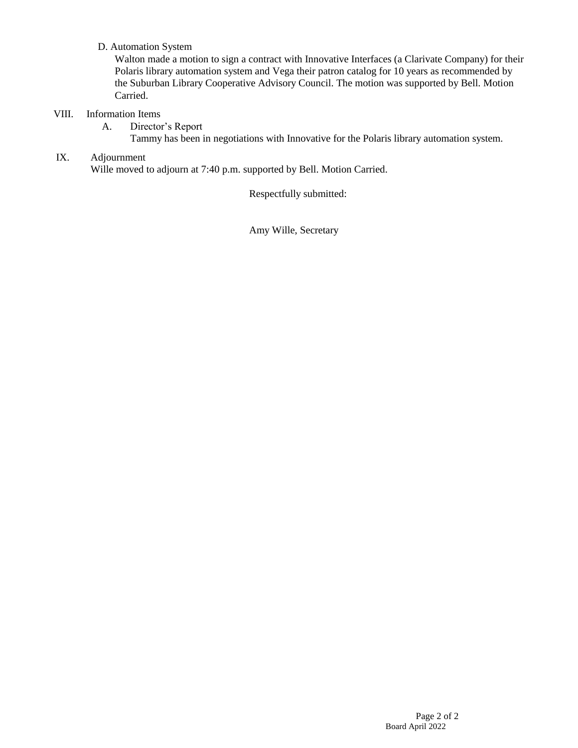D. Automation System

Walton made a motion to sign a contract with Innovative Interfaces (a Clarivate Company) for their Polaris library automation system and Vega their patron catalog for 10 years as recommended by the Suburban Library Cooperative Advisory Council. The motion was supported by Bell. Motion Carried.

VIII. Information Items

A. Director's Report

Tammy has been in negotiations with Innovative for the Polaris library automation system.

IX. Adjournment

Wille moved to adjourn at 7:40 p.m. supported by Bell. Motion Carried.

Respectfully submitted:

Amy Wille, Secretary